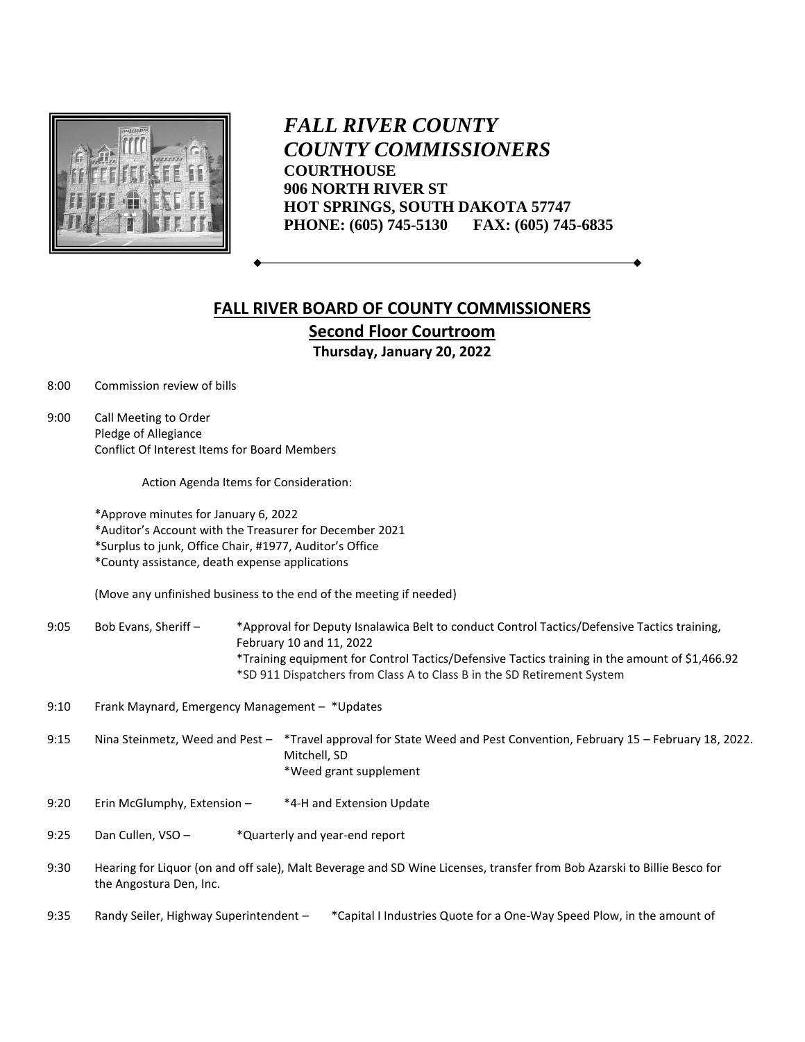*FALL RIVER COUNTY*
*COUNTY COMMISSIONERS*
**COURTHOUSE**
**906 NORTH RIVER ST**
**HOT SPRINGS, SOUTH DAKOTA 57747**
**PHONE: (605) 745-5130 FAX: (605) 745-6835**

## FALL RIVER BOARD OF COUNTY COMMISSIONERS

### Second Floor Courtroom

**Thursday, January 20, 2022**

8:00 Commission review of bills

9:00 Call Meeting to Order
Pledge of Allegiance
Conflict Of Interest Items for Board Members

Action Agenda Items for Consideration:

*Approve minutes for January 6, 2022
*Auditor's Account with the Treasurer for December 2021
*Surplus to junk, Office Chair, #1977, Auditor's Office
*County assistance, death expense applications

(Move any unfinished business to the end of the meeting if needed)

9:05 Bob Evans, Sheriff – *Approval for Deputy Isnalawica Belt to conduct Control Tactics/Defensive Tactics training, February 10 and 11, 2022
*Training equipment for Control Tactics/Defensive Tactics training in the amount of $1,466.92
*SD 911 Dispatchers from Class A to Class B in the SD Retirement System

9:10 Frank Maynard, Emergency Management – *Updates

9:15 Nina Steinmetz, Weed and Pest – *Travel approval for State Weed and Pest Convention, February 15 – February 18, 2022. Mitchell, SD
*Weed grant supplement

9:20 Erin McGlumphy, Extension – *4-H and Extension Update

9:25 Dan Cullen, VSO – *Quarterly and year-end report

9:30 Hearing for Liquor (on and off sale), Malt Beverage and SD Wine Licenses, transfer from Bob Azarski to Billie Besco for the Angostura Den, Inc.

9:35 Randy Seiler, Highway Superintendent – *Capital I Industries Quote for a One-Way Speed Plow, in the amount of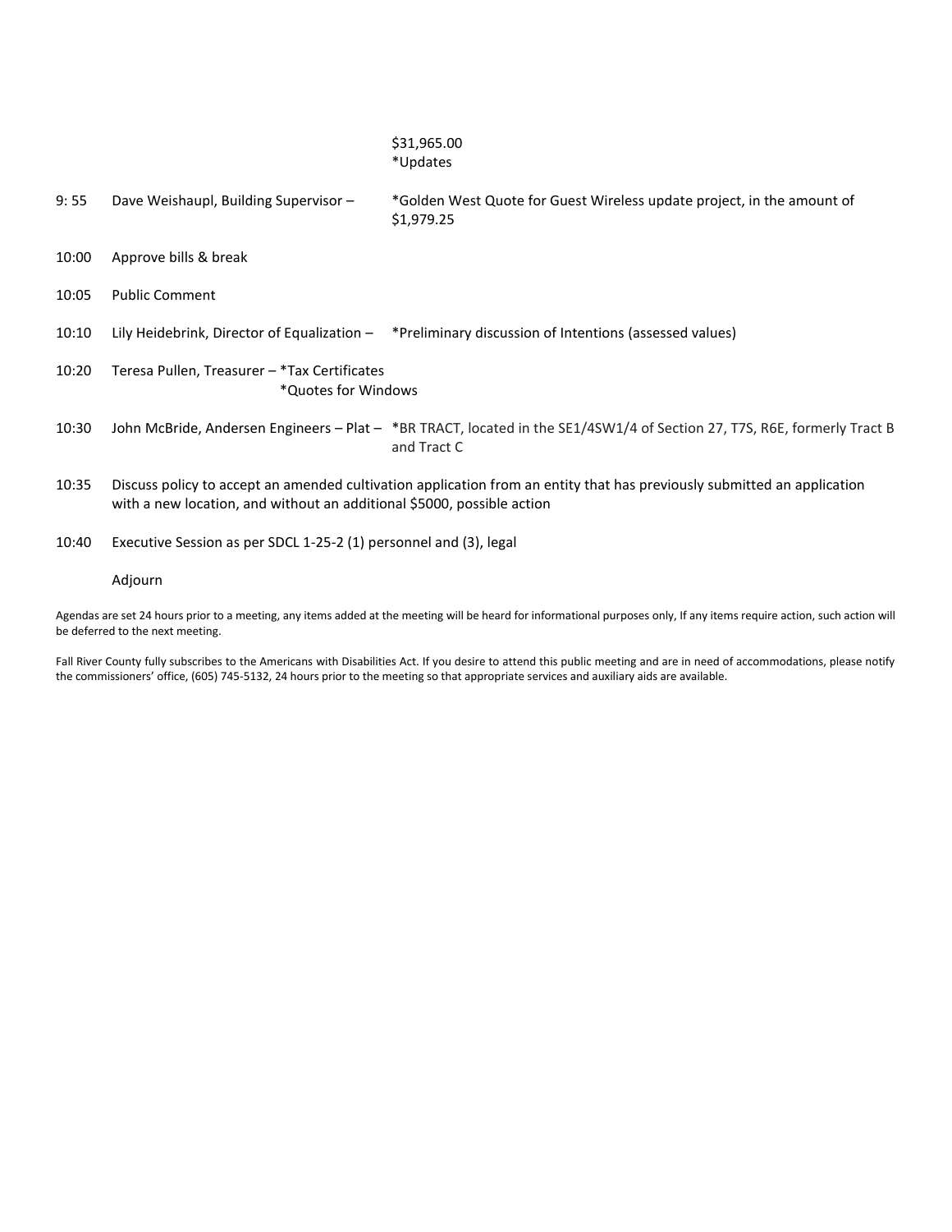$31,965.00
*Updates

9: 55 Dave Weishaupl, Building Supervisor – *Golden West Quote for Guest Wireless update project, in the amount of $1,979.25

10:00 Approve bills & break

10:05 Public Comment

10:10 Lily Heidebrink, Director of Equalization – *Preliminary discussion of Intentions (assessed values)

10:20 Teresa Pullen, Treasurer – *Tax Certificates
*Quotes for Windows

10:30 John McBride, Andersen Engineers – Plat – *BR TRACT, located in the SE1/4SW1/4 of Section 27, T7S, R6E, formerly Tract B and Tract C

10:35 Discuss policy to accept an amended cultivation application from an entity that has previously submitted an application with a new location, and without an additional $5000, possible action

10:40 Executive Session as per SDCL 1-25-2 (1) personnel and (3), legal

Adjourn

Agendas are set 24 hours prior to a meeting, any items added at the meeting will be heard for informational purposes only, If any items require action, such action will be deferred to the next meeting.

Fall River County fully subscribes to the Americans with Disabilities Act. If you desire to attend this public meeting and are in need of accommodations, please notify the commissioners' office, (605) 745-5132, 24 hours prior to the meeting so that appropriate services and auxiliary aids are available.